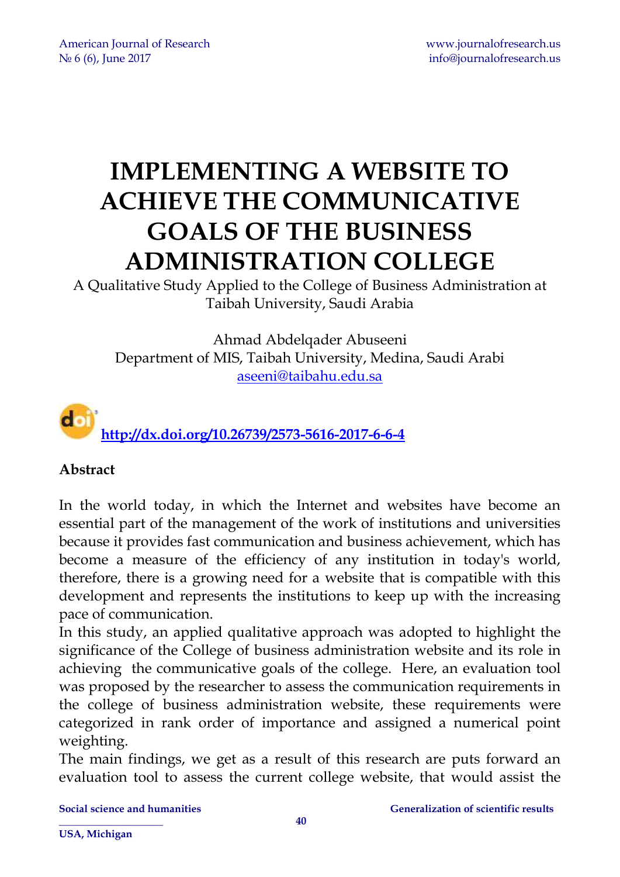# IMPLEMENTING A WEBSITE TO ACHIEVE THE COMMUNICATIVE GOALS OF THE BUSINESS ADMINISTRATION COLLEGE

A Qualitative Study Applied to the College of Business Administration at Taibah University, Saudi Arabia

Ahmad Abdelqader Abuseeni
Department of MIS, Taibah University, Medina, Saudi Arabi
aseeni@taibahu.edu.sa

http://dx.doi.org/10.26739/2573-5616-2017-6-6-4

**Abstract**

In the world today, in which the Internet and websites have become an essential part of the management of the work of institutions and universities because it provides fast communication and business achievement, which has become a measure of the efficiency of any institution in today's world, therefore, there is a growing need for a website that is compatible with this development and represents the institutions to keep up with the increasing pace of communication.

In this study, an applied qualitative approach was adopted to highlight the significance of the College of business administration website and its role in achieving the communicative goals of the college. Here, an evaluation tool was proposed by the researcher to assess the communication requirements in the college of business administration website, these requirements were categorized in rank order of importance and assigned a numerical point weighting.

The main findings, we get as a result of this research are puts forward an evaluation tool to assess the current college website, that would assist the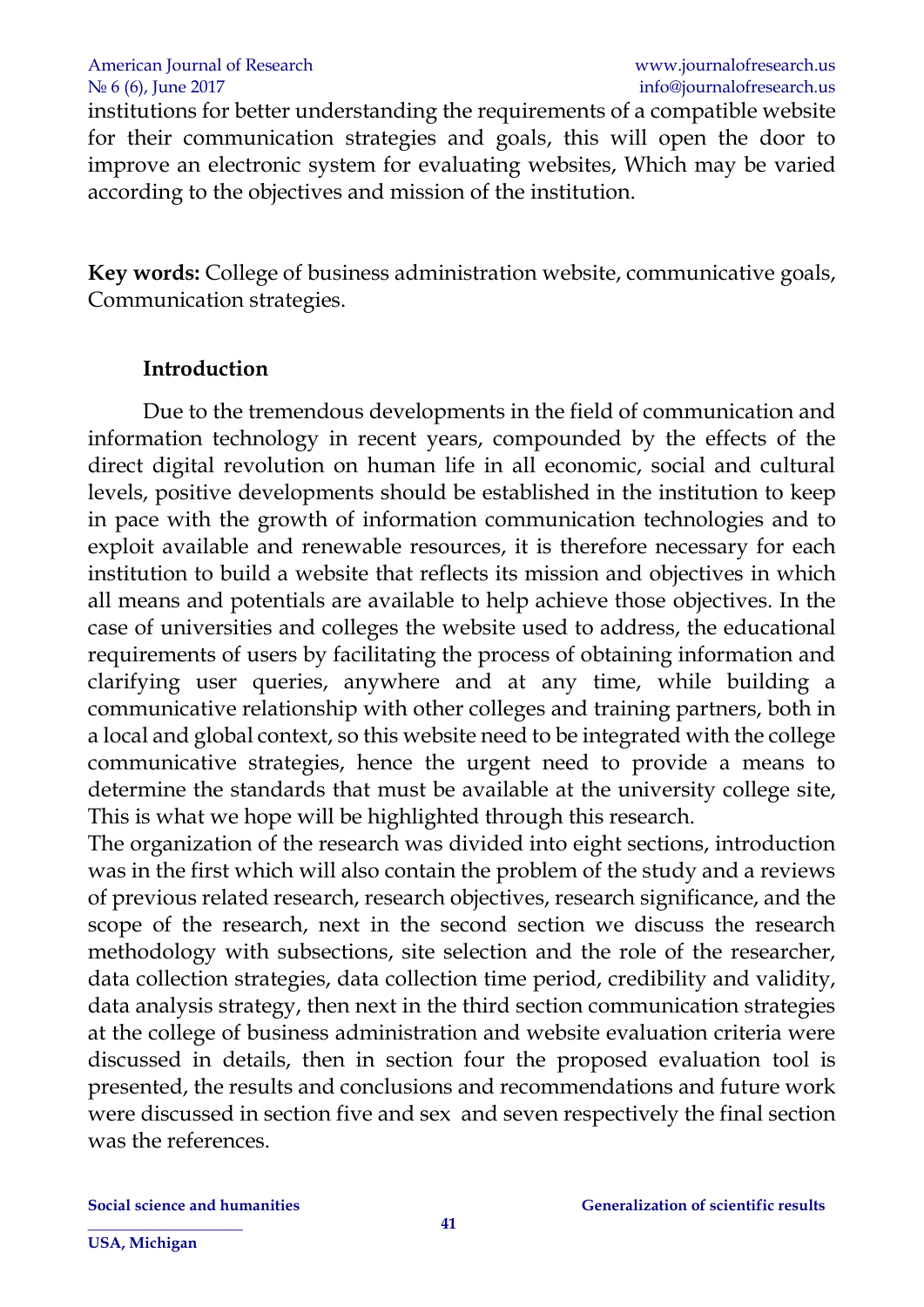institutions for better understanding the requirements of a compatible website for their communication strategies and goals, this will open the door to improve an electronic system for evaluating websites, Which may be varied according to the objectives and mission of the institution.

**Key words:** College of business administration website, communicative goals, Communication strategies.

## Introduction

Due to the tremendous developments in the field of communication and information technology in recent years, compounded by the effects of the direct digital revolution on human life in all economic, social and cultural levels, positive developments should be established in the institution to keep in pace with the growth of information communication technologies and to exploit available and renewable resources, it is therefore necessary for each institution to build a website that reflects its mission and objectives in which all means and potentials are available to help achieve those objectives. In the case of universities and colleges the website used to address, the educational requirements of users by facilitating the process of obtaining information and clarifying user queries, anywhere and at any time, while building a communicative relationship with other colleges and training partners, both in a local and global context, so this website need to be integrated with the college communicative strategies, hence the urgent need to provide a means to determine the standards that must be available at the university college site, This is what we hope will be highlighted through this research.

The organization of the research was divided into eight sections, introduction was in the first which will also contain the problem of the study and a reviews of previous related research, research objectives, research significance, and the scope of the research, next in the second section we discuss the research methodology with subsections, site selection and the role of the researcher, data collection strategies, data collection time period, credibility and validity, data analysis strategy, then next in the third section communication strategies at the college of business administration and website evaluation criteria were discussed in details, then in section four the proposed evaluation tool is presented, the results and conclusions and recommendations and future work were discussed in section five and sex and seven respectively the final section was the references.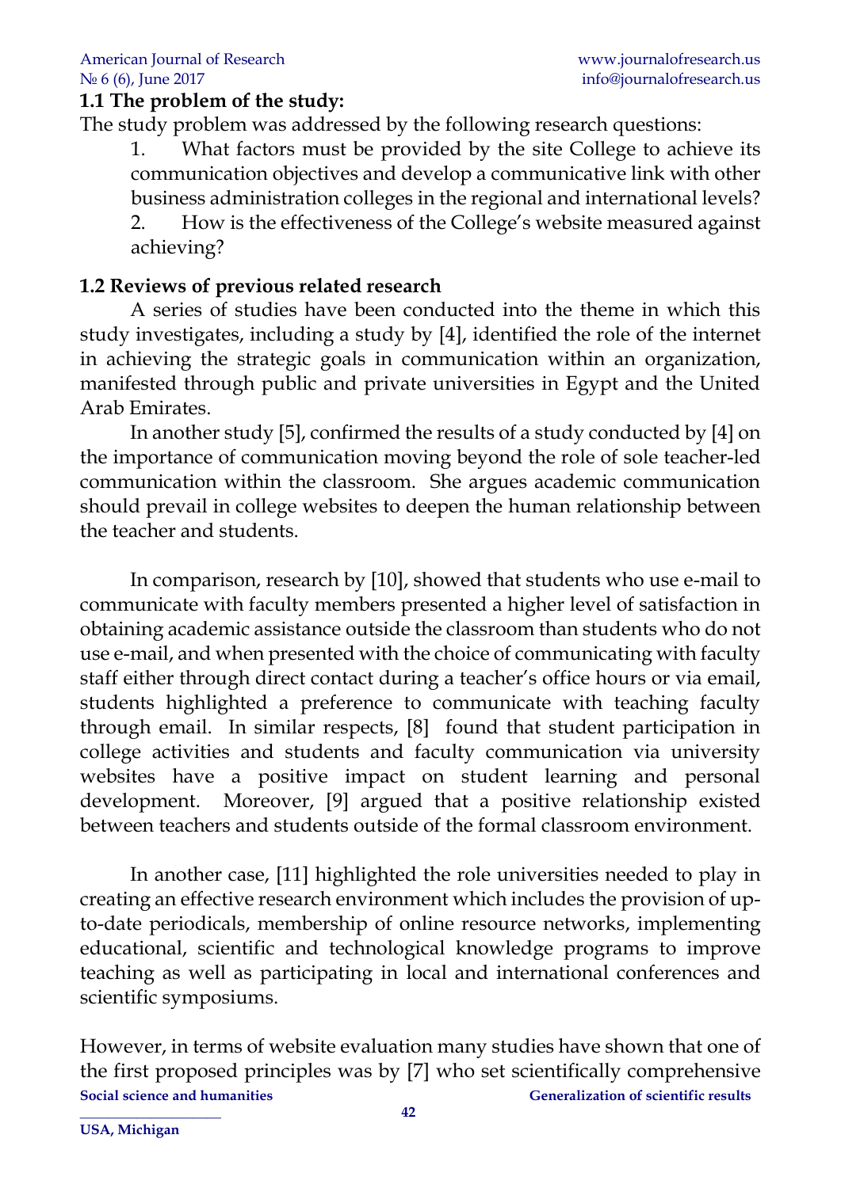### 1.1 The problem of the study:

The study problem was addressed by the following research questions:

1. What factors must be provided by the site College to achieve its communication objectives and develop a communicative link with other business administration colleges in the regional and international levels?
2. How is the effectiveness of the College's website measured against achieving?

### 1.2 Reviews of previous related research

A series of studies have been conducted into the theme in which this study investigates, including a study by [4], identified the role of the internet in achieving the strategic goals in communication within an organization, manifested through public and private universities in Egypt and the United Arab Emirates.

In another study [5], confirmed the results of a study conducted by [4] on the importance of communication moving beyond the role of sole teacher-led communication within the classroom. She argues academic communication should prevail in college websites to deepen the human relationship between the teacher and students.

In comparison, research by [10], showed that students who use e-mail to communicate with faculty members presented a higher level of satisfaction in obtaining academic assistance outside the classroom than students who do not use e-mail, and when presented with the choice of communicating with faculty staff either through direct contact during a teacher's office hours or via email, students highlighted a preference to communicate with teaching faculty through email. In similar respects, [8] found that student participation in college activities and students and faculty communication via university websites have a positive impact on student learning and personal development. Moreover, [9] argued that a positive relationship existed between teachers and students outside of the formal classroom environment.

In another case, [11] highlighted the role universities needed to play in creating an effective research environment which includes the provision of up-to-date periodicals, membership of online resource networks, implementing educational, scientific and technological knowledge programs to improve teaching as well as participating in local and international conferences and scientific symposiums.

However, in terms of website evaluation many studies have shown that one of the first proposed principles was by [7] who set scientifically comprehensive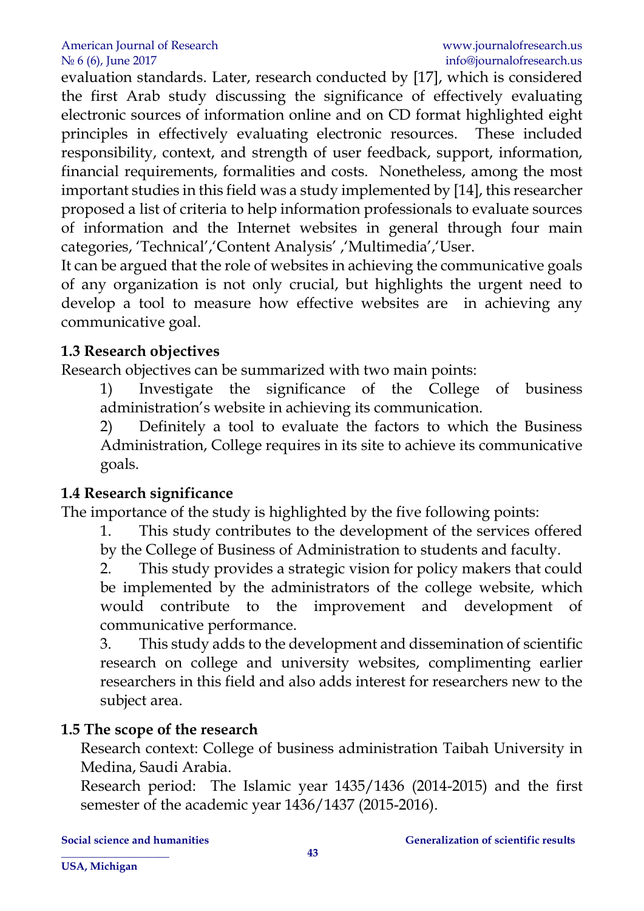evaluation standards. Later, research conducted by [17], which is considered the first Arab study discussing the significance of effectively evaluating electronic sources of information online and on CD format highlighted eight principles in effectively evaluating electronic resources. These included responsibility, context, and strength of user feedback, support, information, financial requirements, formalities and costs. Nonetheless, among the most important studies in this field was a study implemented by [14], this researcher proposed a list of criteria to help information professionals to evaluate sources of information and the Internet websites in general through four main categories, 'Technical','Content Analysis' ,'Multimedia','User.

It can be argued that the role of websites in achieving the communicative goals of any organization is not only crucial, but highlights the urgent need to develop a tool to measure how effective websites are in achieving any communicative goal.

### 1.3 Research objectives

Research objectives can be summarized with two main points:

1) Investigate the significance of the College of business administration's website in achieving its communication.

2) Definitely a tool to evaluate the factors to which the Business Administration, College requires in its site to achieve its communicative goals.

### 1.4 Research significance

The importance of the study is highlighted by the five following points:

1. This study contributes to the development of the services offered by the College of Business of Administration to students and faculty.
2. This study provides a strategic vision for policy makers that could be implemented by the administrators of the college website, which would contribute to the improvement and development of communicative performance.
3. This study adds to the development and dissemination of scientific research on college and university websites, complimenting earlier researchers in this field and also adds interest for researchers new to the subject area.

### 1.5 The scope of the research

Research context: College of business administration Taibah University in Medina, Saudi Arabia.

Research period: The Islamic year 1435/1436 (2014-2015) and the first semester of the academic year 1436/1437 (2015-2016).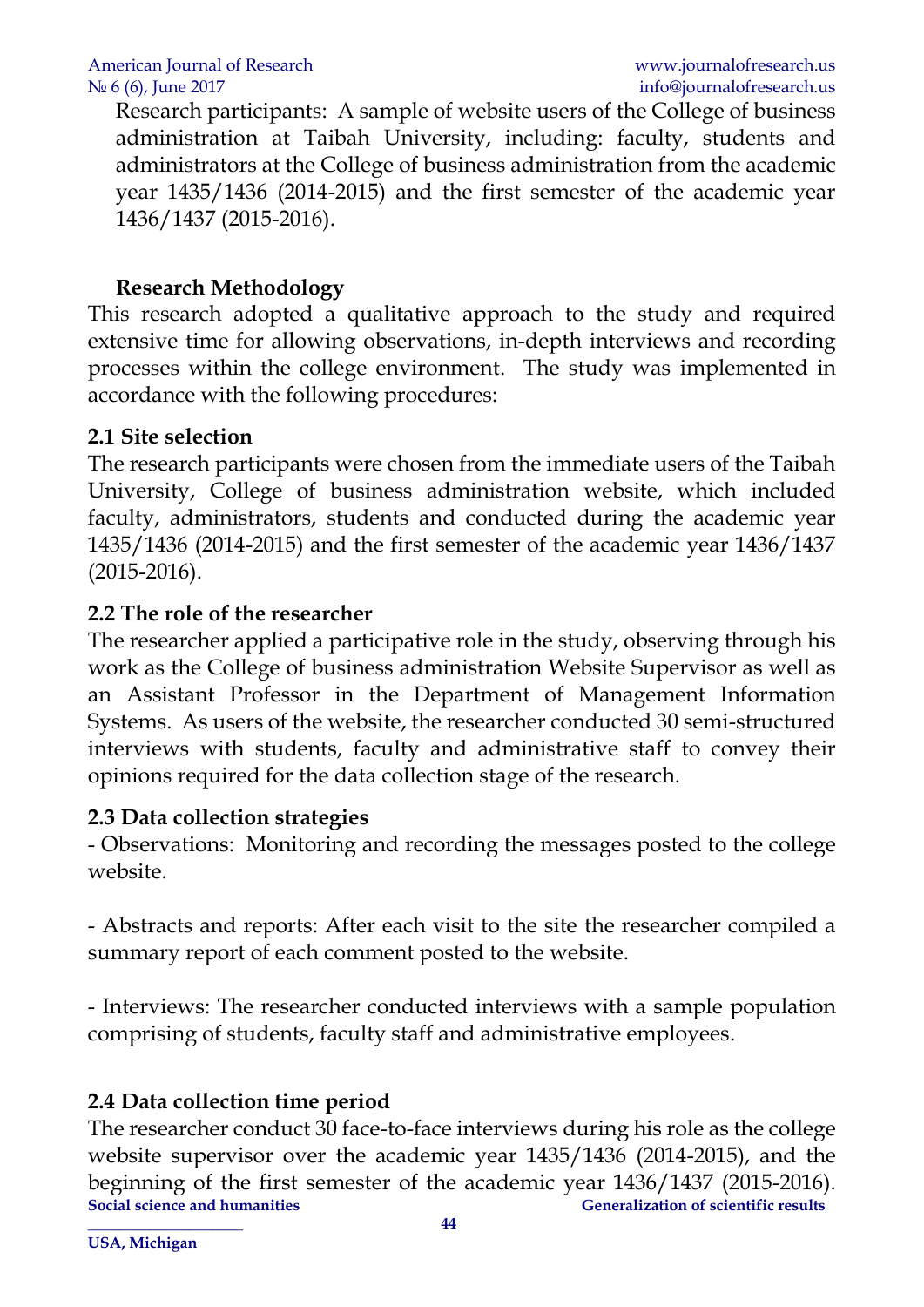Research participants: A sample of website users of the College of business administration at Taibah University, including: faculty, students and administrators at the College of business administration from the academic year 1435/1436 (2014-2015) and the first semester of the academic year 1436/1437 (2015-2016).

## Research Methodology

This research adopted a qualitative approach to the study and required extensive time for allowing observations, in-depth interviews and recording processes within the college environment. The study was implemented in accordance with the following procedures:

### 2.1 Site selection

The research participants were chosen from the immediate users of the Taibah University, College of business administration website, which included faculty, administrators, students and conducted during the academic year 1435/1436 (2014-2015) and the first semester of the academic year 1436/1437 (2015-2016).

### 2.2 The role of the researcher

The researcher applied a participative role in the study, observing through his work as the College of business administration Website Supervisor as well as an Assistant Professor in the Department of Management Information Systems. As users of the website, the researcher conducted 30 semi-structured interviews with students, faculty and administrative staff to convey their opinions required for the data collection stage of the research.

### 2.3 Data collection strategies

- Observations: Monitoring and recording the messages posted to the college website.

- Abstracts and reports: After each visit to the site the researcher compiled a summary report of each comment posted to the website.

- Interviews: The researcher conducted interviews with a sample population comprising of students, faculty staff and administrative employees.

### 2.4 Data collection time period

The researcher conduct 30 face-to-face interviews during his role as the college website supervisor over the academic year 1435/1436 (2014-2015), and the beginning of the first semester of the academic year 1436/1437 (2015-2016).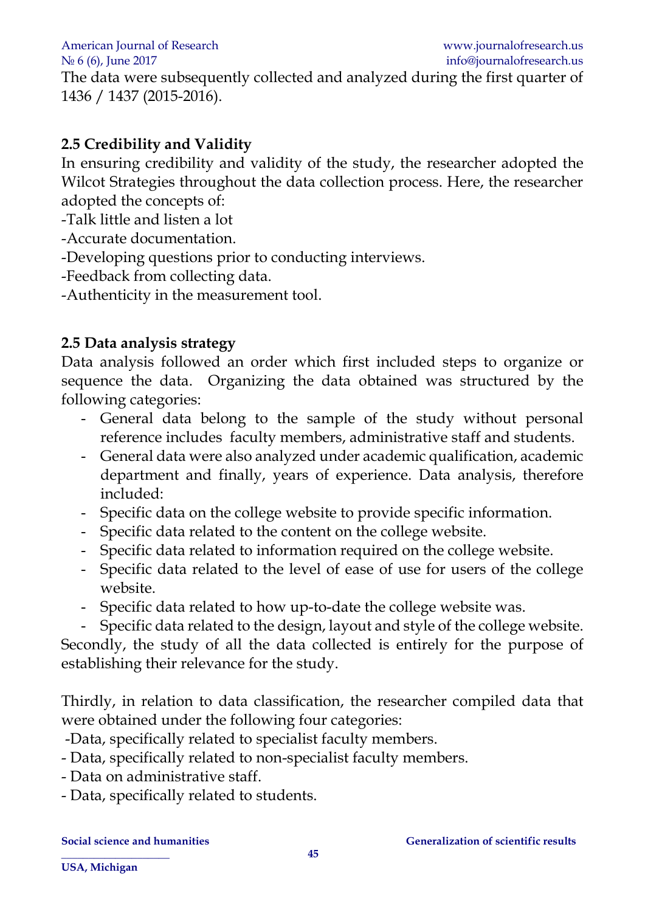The data were subsequently collected and analyzed during the first quarter of 1436 / 1437 (2015-2016).

## 2.5 Credibility and Validity

In ensuring credibility and validity of the study, the researcher adopted the Wilcot Strategies throughout the data collection process. Here, the researcher adopted the concepts of:

-Talk little and listen a lot

-Accurate documentation.

-Developing questions prior to conducting interviews.

-Feedback from collecting data.

-Authenticity in the measurement tool.

## 2.5 Data analysis strategy

Data analysis followed an order which first included steps to organize or sequence the data. Organizing the data obtained was structured by the following categories:

- General data belong to the sample of the study without personal reference includes faculty members, administrative staff and students.
- General data were also analyzed under academic qualification, academic department and finally, years of experience. Data analysis, therefore included:
- Specific data on the college website to provide specific information.
- Specific data related to the content on the college website.
- Specific data related to information required on the college website.
- Specific data related to the level of ease of use for users of the college website.
- Specific data related to how up-to-date the college website was.
- Specific data related to the design, layout and style of the college website.

Secondly, the study of all the data collected is entirely for the purpose of establishing their relevance for the study.

Thirdly, in relation to data classification, the researcher compiled data that were obtained under the following four categories:

-Data, specifically related to specialist faculty members.

- Data, specifically related to non-specialist faculty members.

- Data on administrative staff.

- Data, specifically related to students.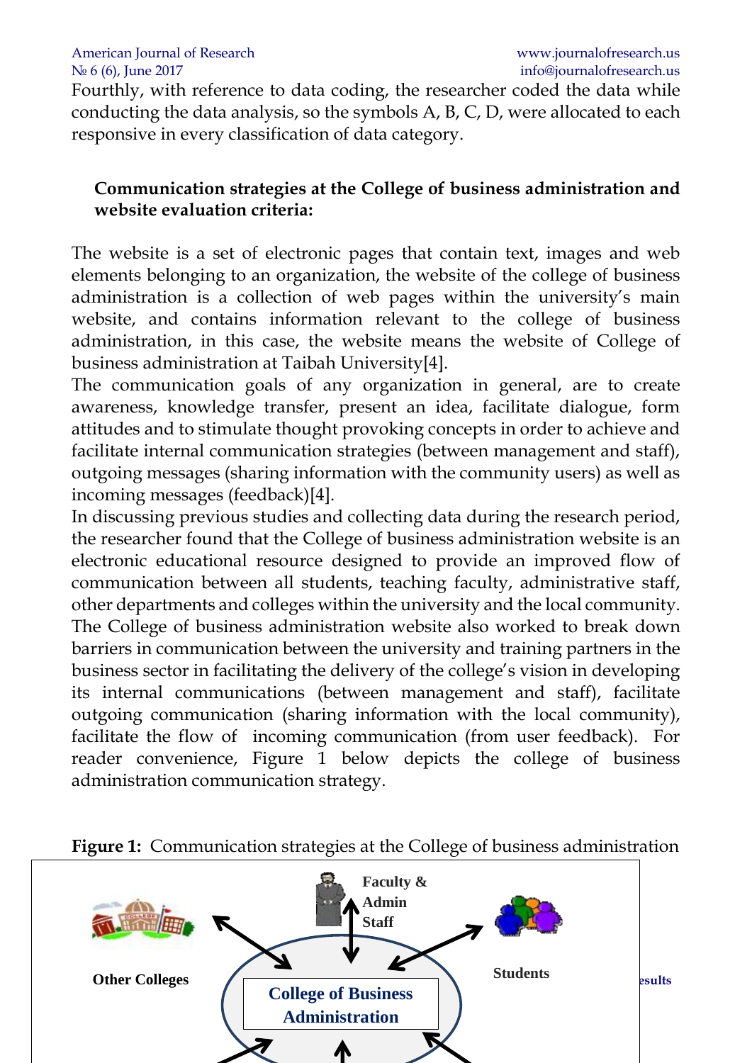Fourthly, with reference to data coding, the researcher coded the data while conducting the data analysis, so the symbols A, B, C, D, were allocated to each responsive in every classification of data category.

**Communication strategies at the College of business administration and website evaluation criteria:**

The website is a set of electronic pages that contain text, images and web elements belonging to an organization, the website of the college of business administration is a collection of web pages within the university's main website, and contains information relevant to the college of business administration, in this case, the website means the website of College of business administration at Taibah University[4].

The communication goals of any organization in general, are to create awareness, knowledge transfer, present an idea, facilitate dialogue, form attitudes and to stimulate thought provoking concepts in order to achieve and facilitate internal communication strategies (between management and staff), outgoing messages (sharing information with the community users) as well as incoming messages (feedback)[4].

In discussing previous studies and collecting data during the research period, the researcher found that the College of business administration website is an electronic educational resource designed to provide an improved flow of communication between all students, teaching faculty, administrative staff, other departments and colleges within the university and the local community. The College of business administration website also worked to break down barriers in communication between the university and training partners in the business sector in facilitating the delivery of the college's vision in developing its internal communications (between management and staff), facilitate outgoing communication (sharing information with the local community), facilitate the flow of incoming communication (from user feedback). For reader convenience, Figure 1 below depicts the college of business administration communication strategy.

**Figure 1:** Communication strategies at the College of business administration

Other Colleges

Faculty & Admin Staff

Students

College of Business Administration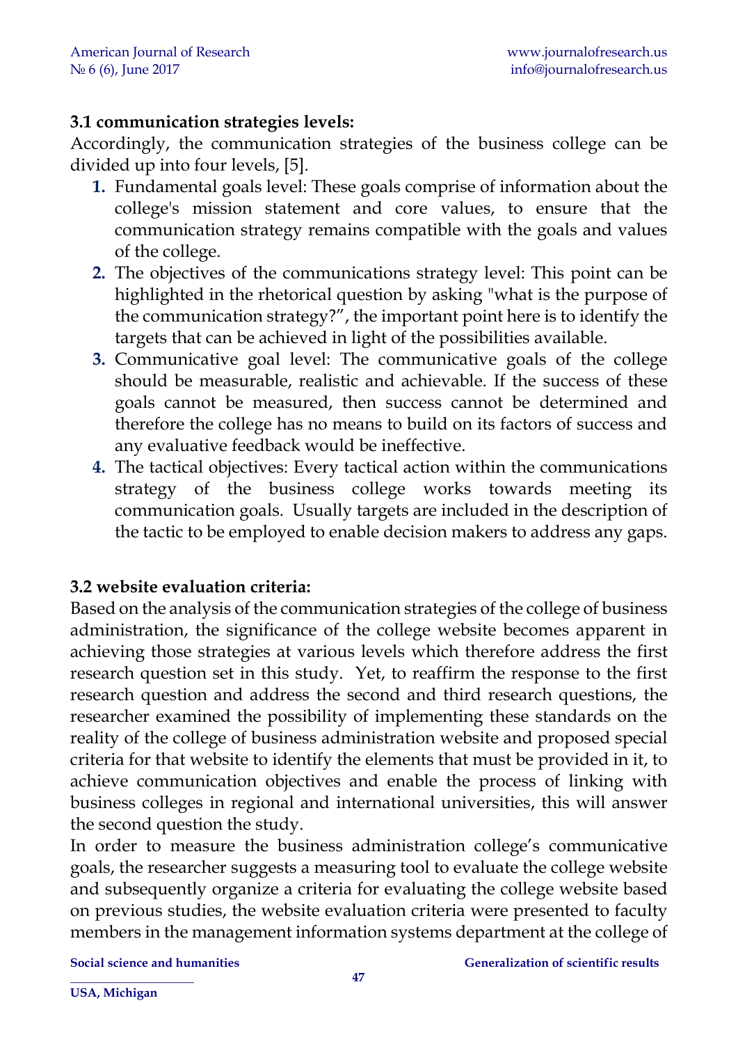### 3.1 communication strategies levels:

Accordingly, the communication strategies of the business college can be divided up into four levels, [5].

1. Fundamental goals level: These goals comprise of information about the college's mission statement and core values, to ensure that the communication strategy remains compatible with the goals and values of the college.
2. The objectives of the communications strategy level: This point can be highlighted in the rhetorical question by asking "what is the purpose of the communication strategy?", the important point here is to identify the targets that can be achieved in light of the possibilities available.
3. Communicative goal level: The communicative goals of the college should be measurable, realistic and achievable. If the success of these goals cannot be measured, then success cannot be determined and therefore the college has no means to build on its factors of success and any evaluative feedback would be ineffective.
4. The tactical objectives: Every tactical action within the communications strategy of the business college works towards meeting its communication goals. Usually targets are included in the description of the tactic to be employed to enable decision makers to address any gaps.

### 3.2 website evaluation criteria:

Based on the analysis of the communication strategies of the college of business administration, the significance of the college website becomes apparent in achieving those strategies at various levels which therefore address the first research question set in this study. Yet, to reaffirm the response to the first research question and address the second and third research questions, the researcher examined the possibility of implementing these standards on the reality of the college of business administration website and proposed special criteria for that website to identify the elements that must be provided in it, to achieve communication objectives and enable the process of linking with business colleges in regional and international universities, this will answer the second question the study.

In order to measure the business administration college's communicative goals, the researcher suggests a measuring tool to evaluate the college website and subsequently organize a criteria for evaluating the college website based on previous studies, the website evaluation criteria were presented to faculty members in the management information systems department at the college of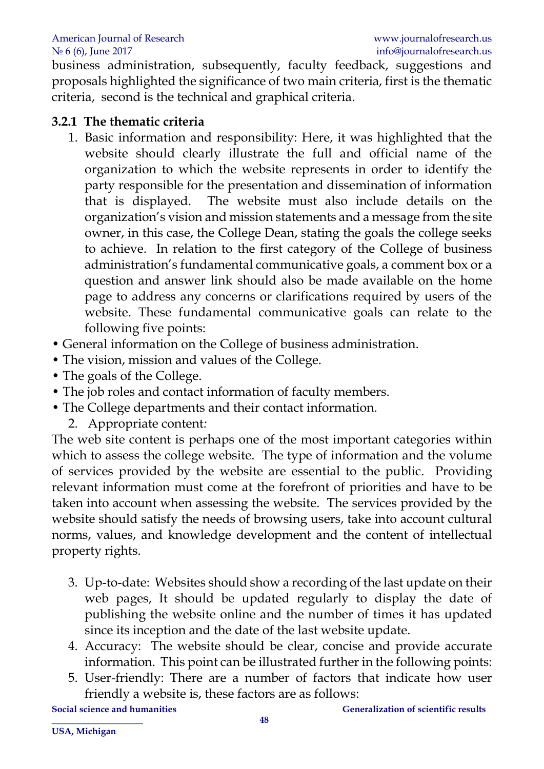business administration, subsequently, faculty feedback, suggestions and proposals highlighted the significance of two main criteria, first is the thematic criteria, second is the technical and graphical criteria.

### 3.2.1 The thematic criteria

1. Basic information and responsibility: Here, it was highlighted that the website should clearly illustrate the full and official name of the organization to which the website represents in order to identify the party responsible for the presentation and dissemination of information that is displayed. The website must also include details on the organization's vision and mission statements and a message from the site owner, in this case, the College Dean, stating the goals the college seeks to achieve. In relation to the first category of the College of business administration's fundamental communicative goals, a comment box or a question and answer link should also be made available on the home page to address any concerns or clarifications required by users of the website. These fundamental communicative goals can relate to the following five points:

- General information on the College of business administration.
- The vision, mission and values of the College.
- The goals of the College.
- The job roles and contact information of faculty members.
- The College departments and their contact information.

2. Appropriate content*:*

The web site content is perhaps one of the most important categories within which to assess the college website. The type of information and the volume of services provided by the website are essential to the public. Providing relevant information must come at the forefront of priorities and have to be taken into account when assessing the website. The services provided by the website should satisfy the needs of browsing users, take into account cultural norms, values, and knowledge development and the content of intellectual property rights.

3. Up-to-date: Websites should show a recording of the last update on their web pages, It should be updated regularly to display the date of publishing the website online and the number of times it has updated since its inception and the date of the last website update.
4. Accuracy: The website should be clear, concise and provide accurate information. This point can be illustrated further in the following points:
5. User-friendly: There are a number of factors that indicate how user friendly a website is, these factors are as follows: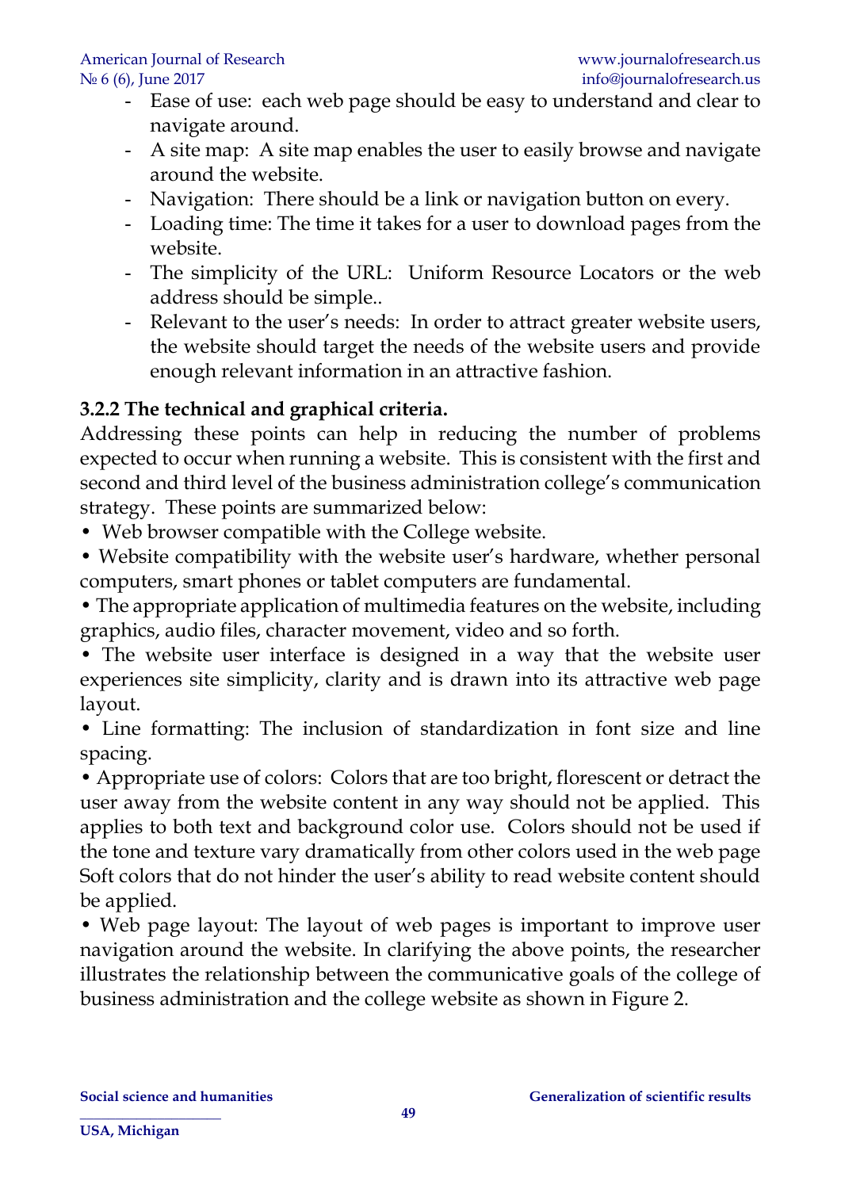- Ease of use: each web page should be easy to understand and clear to navigate around.
- A site map: A site map enables the user to easily browse and navigate around the website.
- Navigation: There should be a link or navigation button on every.
- Loading time: The time it takes for a user to download pages from the website.
- The simplicity of the URL: Uniform Resource Locators or the web address should be simple..
- Relevant to the user's needs: In order to attract greater website users, the website should target the needs of the website users and provide enough relevant information in an attractive fashion.

### 3.2.2 The technical and graphical criteria.

Addressing these points can help in reducing the number of problems expected to occur when running a website. This is consistent with the first and second and third level of the business administration college's communication strategy. These points are summarized below:

• Web browser compatible with the College website.

• Website compatibility with the website user's hardware, whether personal computers, smart phones or tablet computers are fundamental.

• The appropriate application of multimedia features on the website, including graphics, audio files, character movement, video and so forth.

• The website user interface is designed in a way that the website user experiences site simplicity, clarity and is drawn into its attractive web page layout.

• Line formatting: The inclusion of standardization in font size and line spacing.

• Appropriate use of colors: Colors that are too bright, florescent or detract the user away from the website content in any way should not be applied. This applies to both text and background color use. Colors should not be used if the tone and texture vary dramatically from other colors used in the web page Soft colors that do not hinder the user's ability to read website content should be applied.

• Web page layout: The layout of web pages is important to improve user navigation around the website. In clarifying the above points, the researcher illustrates the relationship between the communicative goals of the college of business administration and the college website as shown in Figure 2.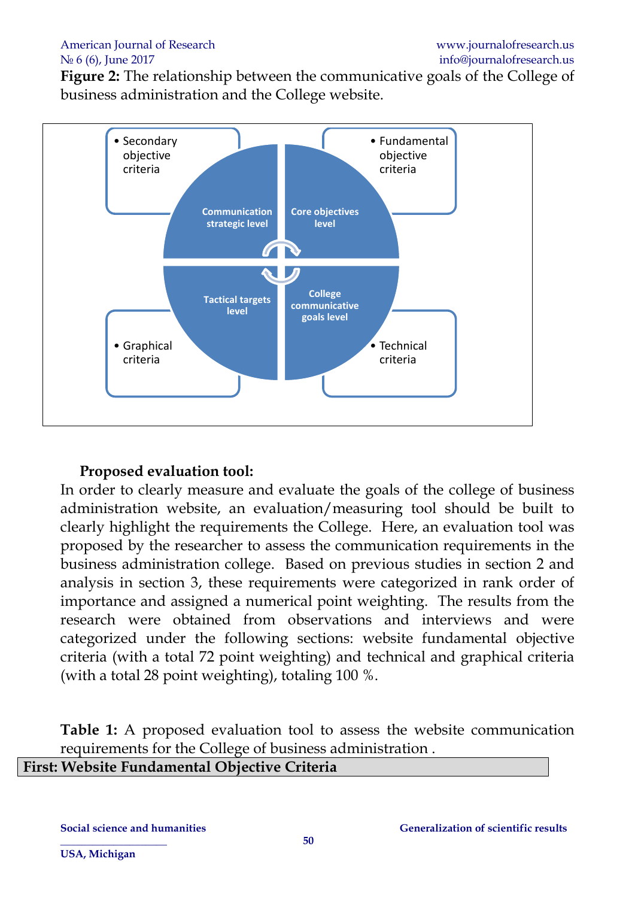**Figure 2:** The relationship between the communicative goals of the College of business administration and the College website.

- Secondary objective criteria
- Fundamental objective criteria
- Graphical criteria
- Technical criteria

Communication strategic level

Core objectives level

Tactical targets level

College communicative goals level

**Proposed evaluation tool:**

In order to clearly measure and evaluate the goals of the college of business administration website, an evaluation/measuring tool should be built to clearly highlight the requirements the College. Here, an evaluation tool was proposed by the researcher to assess the communication requirements in the business administration college. Based on previous studies in section 2 and analysis in section 3, these requirements were categorized in rank order of importance and assigned a numerical point weighting. The results from the research were obtained from observations and interviews and were categorized under the following sections: website fundamental objective criteria (with a total 72 point weighting) and technical and graphical criteria (with a total 28 point weighting), totaling 100 %.

**Table 1:** A proposed evaluation tool to assess the website communication requirements for the College of business administration .

| First: Website Fundamental Objective Criteria |
| --- |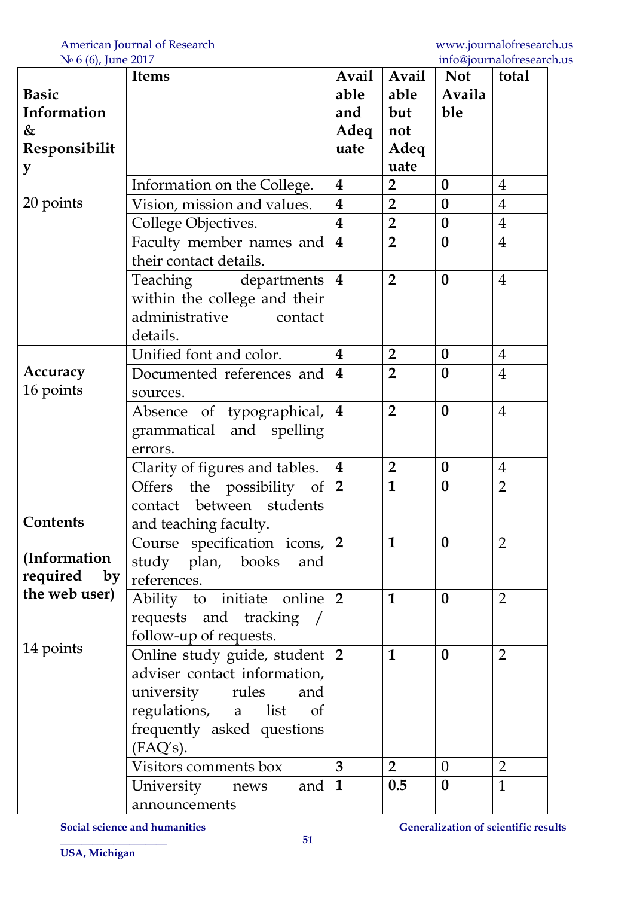| Basic Information & Responsibility | Items | Available and Adequate | Available but not Adequate | Not Available | total |
|---|---|---|---|---|---|
| 20 points | Information on the College. | **4** | **2** | **0** | 4 |
| | Vision, mission and values. | **4** | **2** | **0** | 4 |
| | College Objectives. | **4** | **2** | **0** | 4 |
| | Faculty member names and their contact details. | **4** | **2** | **0** | 4 |
| | Teaching departments within the college and their administrative contact details. | **4** | **2** | **0** | 4 |
| **Accuracy** 16 points | Unified font and color. | **4** | **2** | **0** | 4 |
| | Documented references and sources. | **4** | **2** | **0** | 4 |
| | Absence of typographical, grammatical and spelling errors. | **4** | **2** | **0** | 4 |
| | Clarity of figures and tables. | **4** | **2** | **0** | 4 |
| **Contents** **(Information required by the web user)** 14 points | Offers the possibility of contact between students and teaching faculty. | **2** | **1** | **0** | 2 |
| | Course specification icons, study plan, books and references. | **2** | **1** | **0** | 2 |
| | Ability to initiate online requests and tracking / follow-up of requests. | **2** | **1** | **0** | 2 |
| | Online study guide, student adviser contact information, university rules and regulations, a list of frequently asked questions (FAQ's). | **2** | **1** | **0** | 2 |
| | Visitors comments box | **3** | **2** | 0 | 2 |
| | University news and announcements | **1** | **0.5** | **0** | 1 |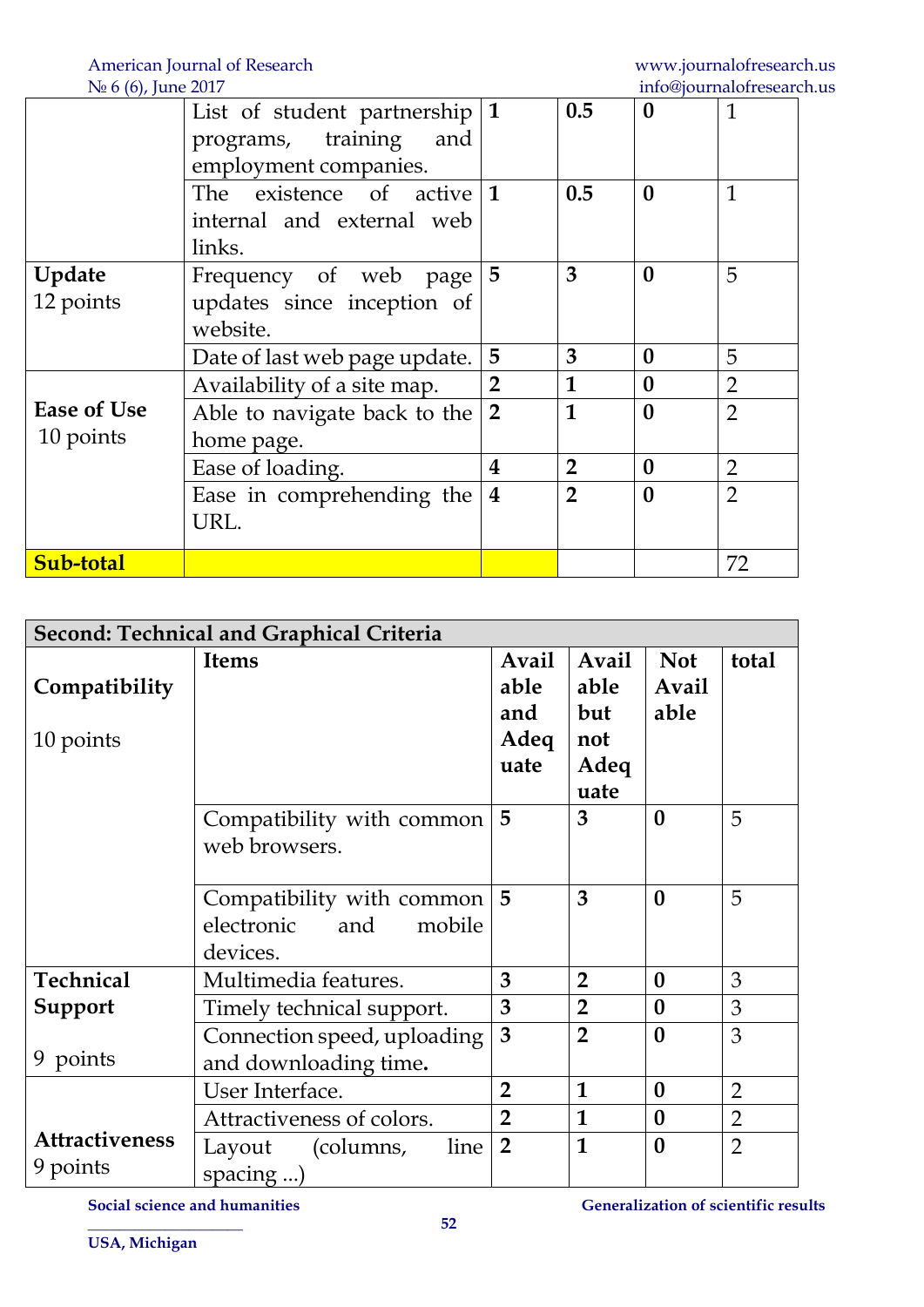| | | | | | |
|---|---|---|---|---|---|
| | List of student partnership programs, training and employment companies. | **1** | **0.5** | **0** | 1 |
| | The existence of active internal and external web links. | **1** | **0.5** | **0** | 1 |
| **Update** 12 points | Frequency of web page updates since inception of website. | **5** | **3** | **0** | 5 |
| | Date of last web page update. | **5** | **3** | **0** | 5 |
| **Ease of Use** 10 points | Availability of a site map. | **2** | **1** | **0** | 2 |
| | Able to navigate back to the home page. | **2** | **1** | **0** | 2 |
| | Ease of loading. | **4** | **2** | **0** | 2 |
| | Ease in comprehending the URL. | **4** | **2** | **0** | 2 |
| **Sub-total** | | | | | 72 |

| **Second: Technical and Graphical Criteria** | | | | | |
|---|---|---|---|---|---|
| **Compatibility** 10 points | **Items** | **Available and Adequate** | **Available but not Adequate** | **Not Available** | **total** |
| | Compatibility with common web browsers. | **5** | **3** | **0** | 5 |
| | Compatibility with common electronic and mobile devices. | **5** | **3** | **0** | 5 |
| **Technical Support** 9 points | Multimedia features. | **3** | **2** | **0** | 3 |
| | Timely technical support. | **3** | **2** | **0** | 3 |
| | Connection speed, uploading and downloading time. | **3** | **2** | **0** | 3 |
| **Attractiveness** 9 points | User Interface. | **2** | **1** | **0** | 2 |
| | Attractiveness of colors. | **2** | **1** | **0** | 2 |
| | Layout (columns, line spacing ...) | **2** | **1** | **0** | 2 |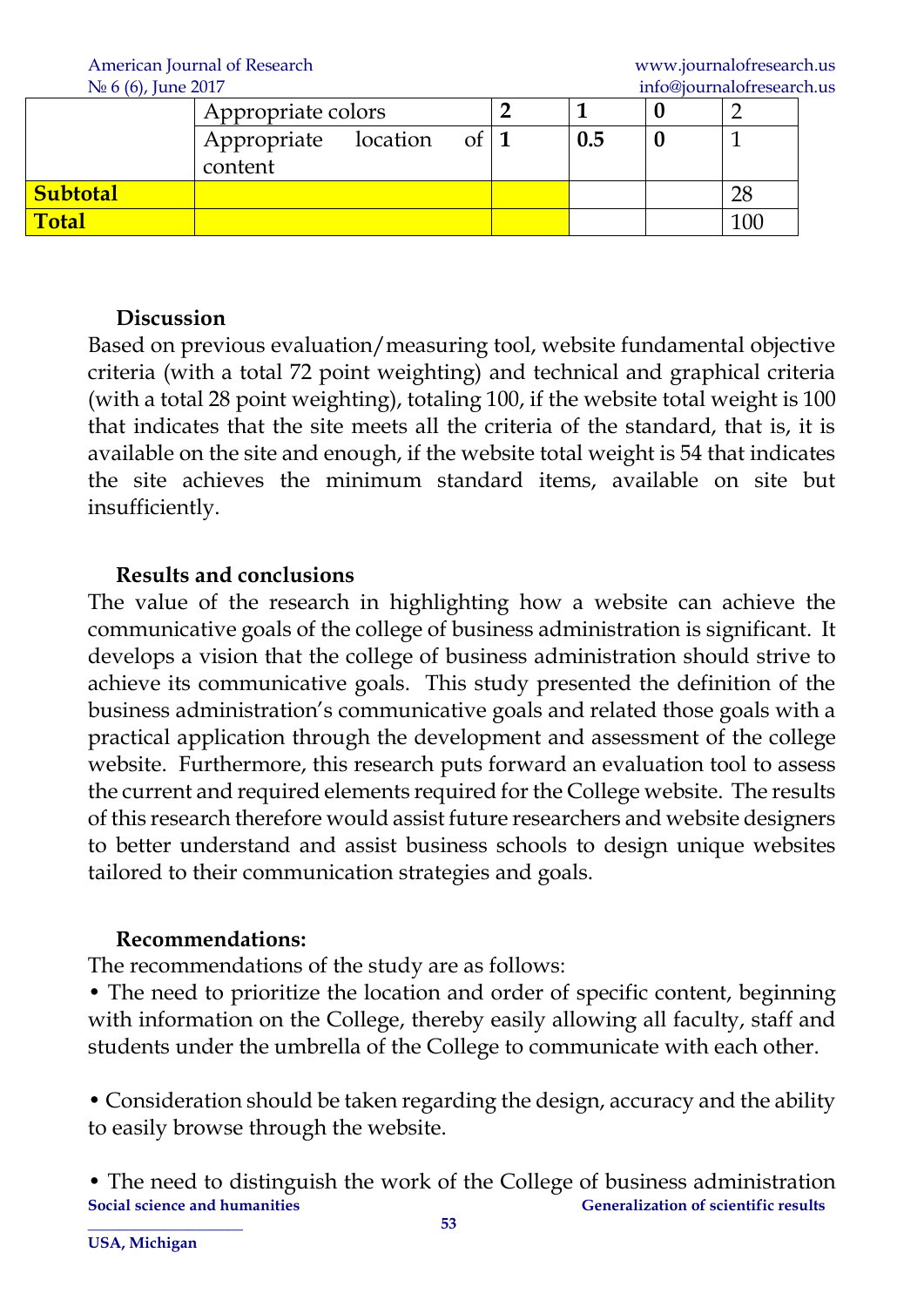| | | | | | |
|---|---|---|---|---|---|
| | Appropriate colors | **2** | **1** | **0** | 2 |
| | Appropriate location of content | **1** | **0.5** | **0** | 1 |
| **Subtotal** | | | | | 28 |
| **Total** | | | | | 100 |

### Discussion

Based on previous evaluation/measuring tool, website fundamental objective criteria (with a total 72 point weighting) and technical and graphical criteria (with a total 28 point weighting), totaling 100, if the website total weight is 100 that indicates that the site meets all the criteria of the standard, that is, it is available on the site and enough, if the website total weight is 54 that indicates the site achieves the minimum standard items, available on site but insufficiently.

### Results and conclusions

The value of the research in highlighting how a website can achieve the communicative goals of the college of business administration is significant. It develops a vision that the college of business administration should strive to achieve its communicative goals. This study presented the definition of the business administration's communicative goals and related those goals with a practical application through the development and assessment of the college website. Furthermore, this research puts forward an evaluation tool to assess the current and required elements required for the College website. The results of this research therefore would assist future researchers and website designers to better understand and assist business schools to design unique websites tailored to their communication strategies and goals.

### Recommendations:

The recommendations of the study are as follows:

• The need to prioritize the location and order of specific content, beginning with information on the College, thereby easily allowing all faculty, staff and students under the umbrella of the College to communicate with each other.

• Consideration should be taken regarding the design, accuracy and the ability to easily browse through the website.

• The need to distinguish the work of the College of business administration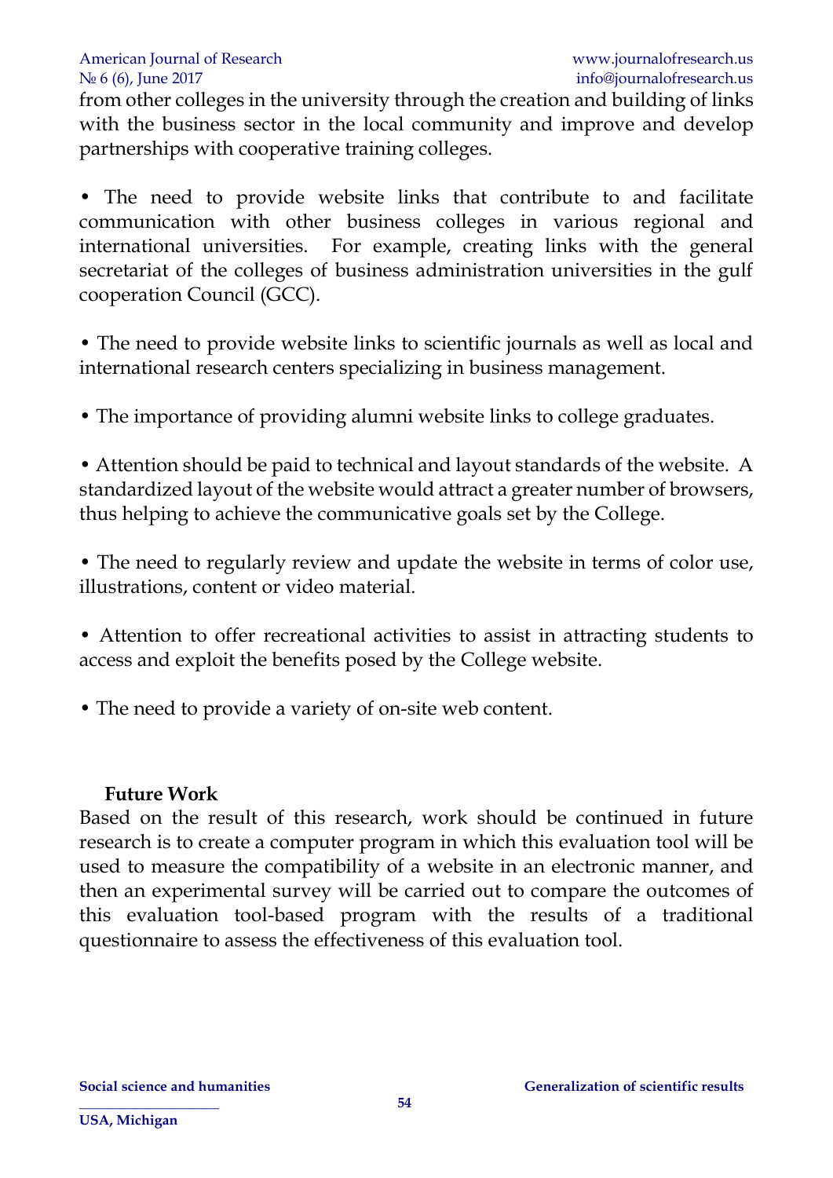from other colleges in the university through the creation and building of links with the business sector in the local community and improve and develop partnerships with cooperative training colleges.

• The need to provide website links that contribute to and facilitate communication with other business colleges in various regional and international universities. For example, creating links with the general secretariat of the colleges of business administration universities in the gulf cooperation Council (GCC).

• The need to provide website links to scientific journals as well as local and international research centers specializing in business management.

• The importance of providing alumni website links to college graduates.

• Attention should be paid to technical and layout standards of the website. A standardized layout of the website would attract a greater number of browsers, thus helping to achieve the communicative goals set by the College.

• The need to regularly review and update the website in terms of color use, illustrations, content or video material.

• Attention to offer recreational activities to assist in attracting students to access and exploit the benefits posed by the College website.

• The need to provide a variety of on-site web content.

## Future Work

Based on the result of this research, work should be continued in future research is to create a computer program in which this evaluation tool will be used to measure the compatibility of a website in an electronic manner, and then an experimental survey will be carried out to compare the outcomes of this evaluation tool-based program with the results of a traditional questionnaire to assess the effectiveness of this evaluation tool.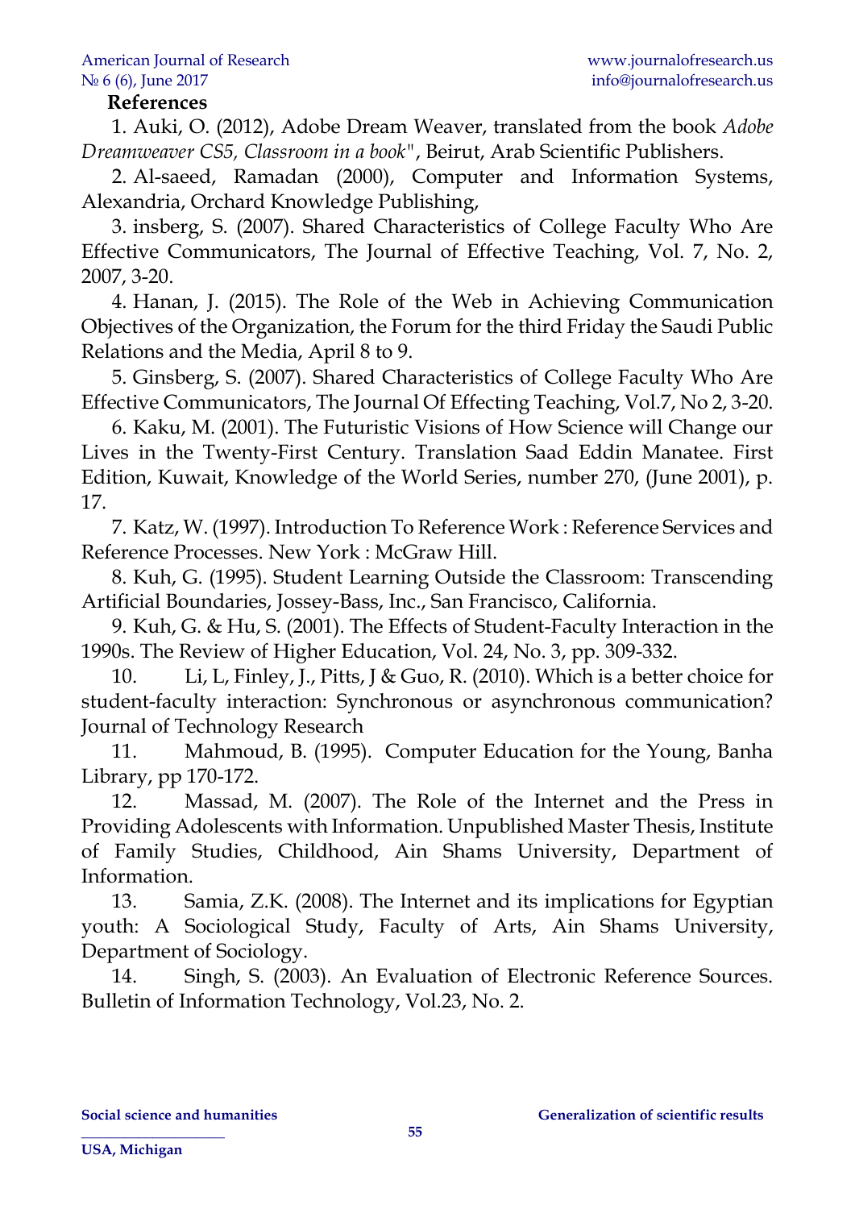**References**

1. Auki, O. (2012), Adobe Dream Weaver, translated from the book *Adobe Dreamweaver CS5, Classroom in a book"*, Beirut, Arab Scientific Publishers.
2. Al-saeed, Ramadan (2000), Computer and Information Systems, Alexandria, Orchard Knowledge Publishing,
3. insberg, S. (2007). Shared Characteristics of College Faculty Who Are Effective Communicators, The Journal of Effective Teaching, Vol. 7, No. 2, 2007, 3-20.
4. Hanan, J. (2015). The Role of the Web in Achieving Communication Objectives of the Organization, the Forum for the third Friday the Saudi Public Relations and the Media, April 8 to 9.
5. Ginsberg, S. (2007). Shared Characteristics of College Faculty Who Are Effective Communicators, The Journal Of Effecting Teaching, Vol.7, No 2, 3-20.
6. Kaku, M. (2001). The Futuristic Visions of How Science will Change our Lives in the Twenty-First Century. Translation Saad Eddin Manatee. First Edition, Kuwait, Knowledge of the World Series, number 270, (June 2001), p. 17.
7. Katz, W. (1997). Introduction To Reference Work : Reference Services and Reference Processes. New York : McGraw Hill.
8. Kuh, G. (1995). Student Learning Outside the Classroom: Transcending Artificial Boundaries, Jossey-Bass, Inc., San Francisco, California.
9. Kuh, G. & Hu, S. (2001). The Effects of Student-Faculty Interaction in the 1990s. The Review of Higher Education, Vol. 24, No. 3, pp. 309-332.
10. Li, L, Finley, J., Pitts, J & Guo, R. (2010). Which is a better choice for student-faculty interaction: Synchronous or asynchronous communication? Journal of Technology Research
11. Mahmoud, B. (1995). Computer Education for the Young, Banha Library, pp 170-172.
12. Massad, M. (2007). The Role of the Internet and the Press in Providing Adolescents with Information. Unpublished Master Thesis, Institute of Family Studies, Childhood, Ain Shams University, Department of Information.
13. Samia, Z.K. (2008). The Internet and its implications for Egyptian youth: A Sociological Study, Faculty of Arts, Ain Shams University, Department of Sociology.
14. Singh, S. (2003). An Evaluation of Electronic Reference Sources. Bulletin of Information Technology, Vol.23, No. 2.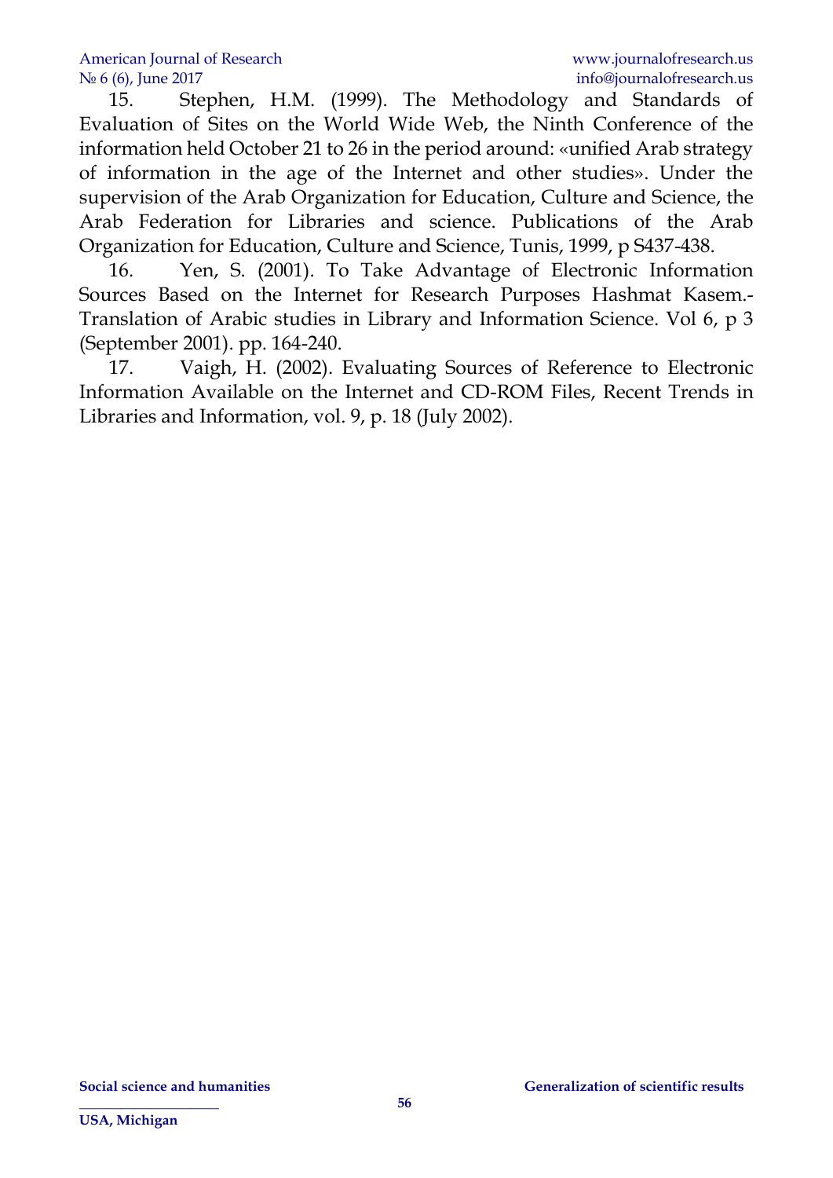15. Stephen, H.M. (1999). The Methodology and Standards of Evaluation of Sites on the World Wide Web, the Ninth Conference of the information held October 21 to 26 in the period around: «unified Arab strategy of information in the age of the Internet and other studies». Under the supervision of the Arab Organization for Education, Culture and Science, the Arab Federation for Libraries and science. Publications of the Arab Organization for Education, Culture and Science, Tunis, 1999, p S437-438.

16. Yen, S. (2001). To Take Advantage of Electronic Information Sources Based on the Internet for Research Purposes Hashmat Kasem.- Translation of Arabic studies in Library and Information Science. Vol 6, p 3 (September 2001). pp. 164-240.

17. Vaigh, H. (2002). Evaluating Sources of Reference to Electronic Information Available on the Internet and CD-ROM Files, Recent Trends in Libraries and Information, vol. 9, p. 18 (July 2002).